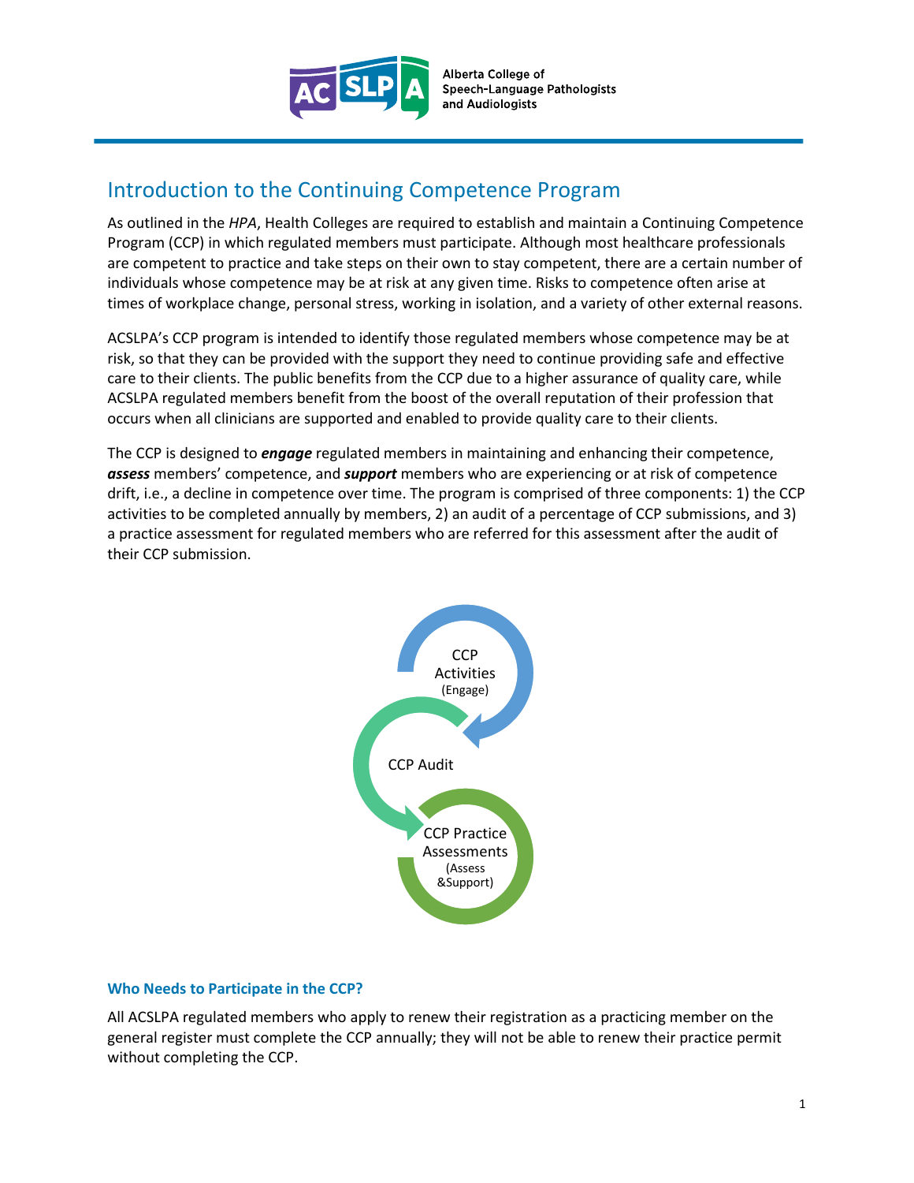Alberta College of Speech-Language Pathologists and Audiologists

# Introduction to the Continuing Competence Program

As outlined in the *HPA*, Health Colleges are required to establish and maintain a Continuing Competence Program (CCP) in which regulated members must participate. Although most healthcare professionals are competent to practice and take steps on their own to stay competent, there are a certain number of individuals whose competence may be at risk at any given time. Risks to competence often arise at times of workplace change, personal stress, working in isolation, and a variety of other external reasons.

ACSLPA's CCP program is intended to identify those regulated members whose competence may be at risk, so that they can be provided with the support they need to continue providing safe and effective care to their clients. The public benefits from the CCP due to a higher assurance of quality care, while ACSLPA regulated members benefit from the boost of the overall reputation of their profession that occurs when all clinicians are supported and enabled to provide quality care to their clients.

The CCP is designed to ***engage*** regulated members in maintaining and enhancing their competence, ***assess*** members' competence, and ***support*** members who are experiencing or at risk of competence drift, i.e., a decline in competence over time. The program is comprised of three components: 1) the CCP activities to be completed annually by members, 2) an audit of a percentage of CCP submissions, and 3) a practice assessment for regulated members who are referred for this assessment after the audit of their CCP submission.

CCP Activities (Engage)

CCP Audit

CCP Practice Assessments (Assess &Support)

### Who Needs to Participate in the CCP?

All ACSLPA regulated members who apply to renew their registration as a practicing member on the general register must complete the CCP annually; they will not be able to renew their practice permit without completing the CCP.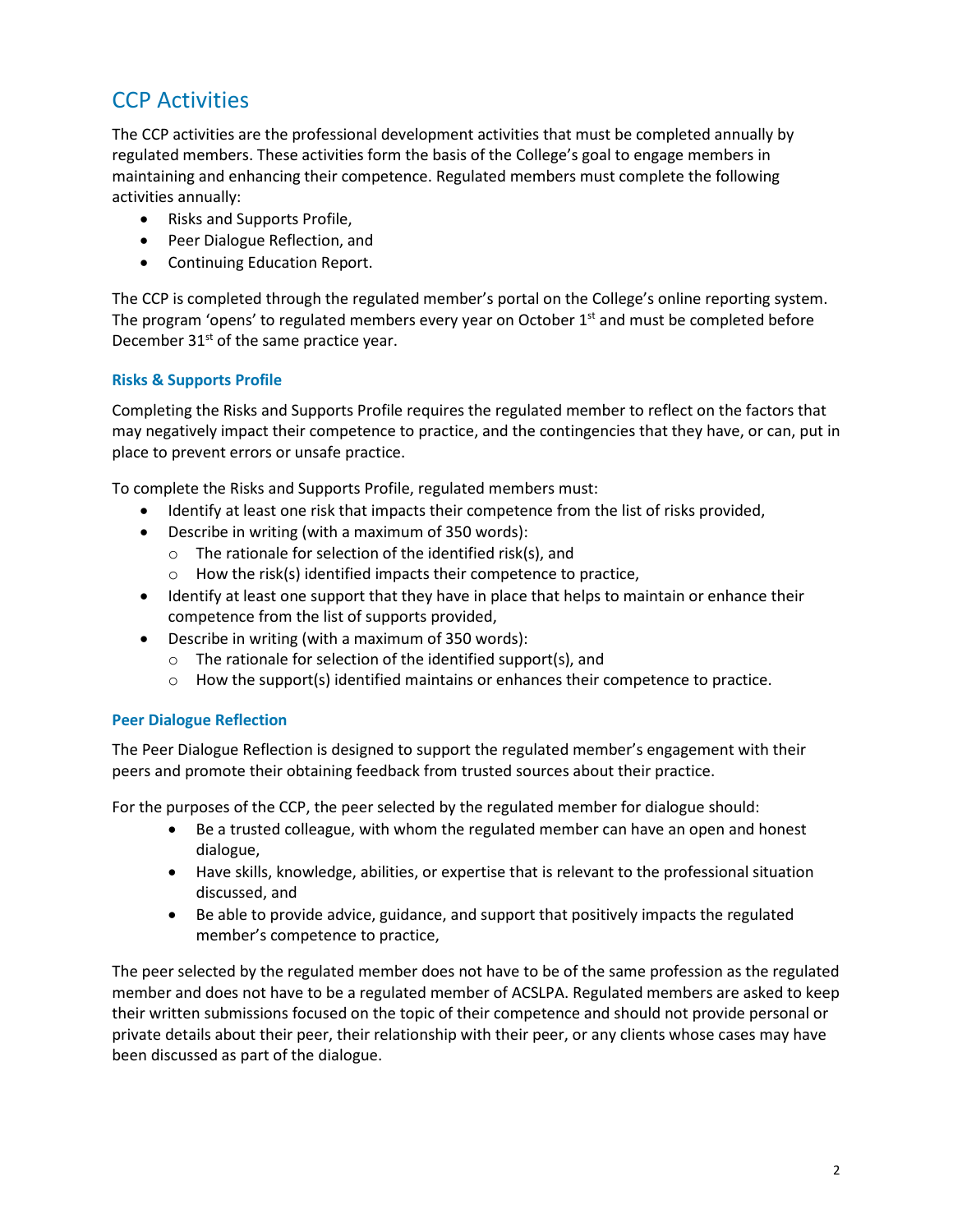## CCP Activities

The CCP activities are the professional development activities that must be completed annually by regulated members. These activities form the basis of the College's goal to engage members in maintaining and enhancing their competence. Regulated members must complete the following activities annually:

- Risks and Supports Profile,
- Peer Dialogue Reflection, and
- Continuing Education Report.

The CCP is completed through the regulated member's portal on the College's online reporting system. The program 'opens' to regulated members every year on October 1st and must be completed before December 31st of the same practice year.

### Risks & Supports Profile

Completing the Risks and Supports Profile requires the regulated member to reflect on the factors that may negatively impact their competence to practice, and the contingencies that they have, or can, put in place to prevent errors or unsafe practice.

To complete the Risks and Supports Profile, regulated members must:

- Identify at least one risk that impacts their competence from the list of risks provided,
- Describe in writing (with a maximum of 350 words):
  - The rationale for selection of the identified risk(s), and
  - How the risk(s) identified impacts their competence to practice,
- Identify at least one support that they have in place that helps to maintain or enhance their competence from the list of supports provided,
- Describe in writing (with a maximum of 350 words):
  - The rationale for selection of the identified support(s), and
  - How the support(s) identified maintains or enhances their competence to practice.

### Peer Dialogue Reflection

The Peer Dialogue Reflection is designed to support the regulated member's engagement with their peers and promote their obtaining feedback from trusted sources about their practice.

For the purposes of the CCP, the peer selected by the regulated member for dialogue should:

- Be a trusted colleague, with whom the regulated member can have an open and honest dialogue,
- Have skills, knowledge, abilities, or expertise that is relevant to the professional situation discussed, and
- Be able to provide advice, guidance, and support that positively impacts the regulated member's competence to practice,

The peer selected by the regulated member does not have to be of the same profession as the regulated member and does not have to be a regulated member of ACSLPA. Regulated members are asked to keep their written submissions focused on the topic of their competence and should not provide personal or private details about their peer, their relationship with their peer, or any clients whose cases may have been discussed as part of the dialogue.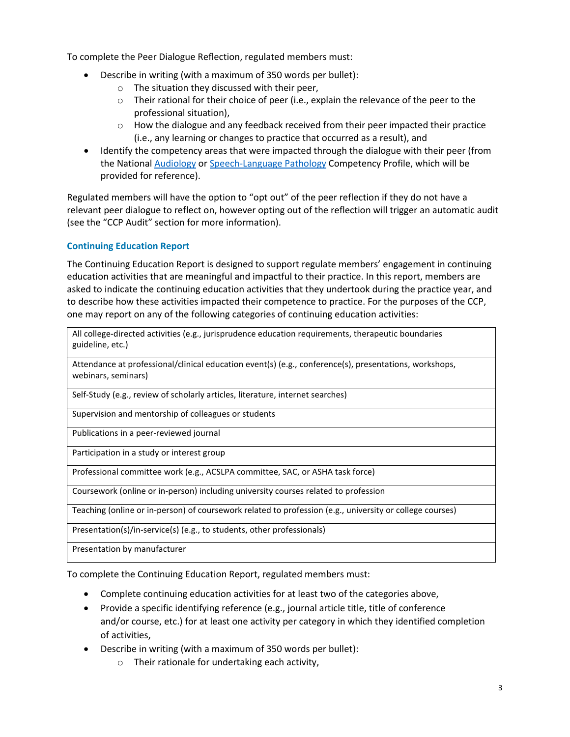To complete the Peer Dialogue Reflection, regulated members must:

- Describe in writing (with a maximum of 350 words per bullet):
    - The situation they discussed with their peer,
    - Their rational for their choice of peer (i.e., explain the relevance of the peer to the professional situation),
    - How the dialogue and any feedback received from their peer impacted their practice (i.e., any learning or changes to practice that occurred as a result), and
- Identify the competency areas that were impacted through the dialogue with their peer (from the National [Audiology]() or [Speech-Language Pathology]() Competency Profile, which will be provided for reference).

Regulated members will have the option to “opt out” of the peer reflection if they do not have a relevant peer dialogue to reflect on, however opting out of the reflection will trigger an automatic audit (see the “CCP Audit” section for more information).

### Continuing Education Report

The Continuing Education Report is designed to support regulate members’ engagement in continuing education activities that are meaningful and impactful to their practice. In this report, members are asked to indicate the continuing education activities that they undertook during the practice year, and to describe how these activities impacted their competence to practice. For the purposes of the CCP, one may report on any of the following categories of continuing education activities:

| |
|---|
| All college-directed activities (e.g., jurisprudence education requirements, therapeutic boundaries guideline, etc.) |
| Attendance at professional/clinical education event(s) (e.g., conference(s), presentations, workshops, webinars, seminars) |
| Self-Study (e.g., review of scholarly articles, literature, internet searches) |
| Supervision and mentorship of colleagues or students |
| Publications in a peer-reviewed journal |
| Participation in a study or interest group |
| Professional committee work (e.g., ACSLPA committee, SAC, or ASHA task force) |
| Coursework (online or in-person) including university courses related to profession |
| Teaching (online or in-person) of coursework related to profession (e.g., university or college courses) |
| Presentation(s)/in-service(s) (e.g., to students, other professionals) |
| Presentation by manufacturer |

To complete the Continuing Education Report, regulated members must:

- Complete continuing education activities for at least two of the categories above,
- Provide a specific identifying reference (e.g., journal article title, title of conference and/or course, etc.) for at least one activity per category in which they identified completion of activities,
- Describe in writing (with a maximum of 350 words per bullet):
    - Their rationale for undertaking each activity,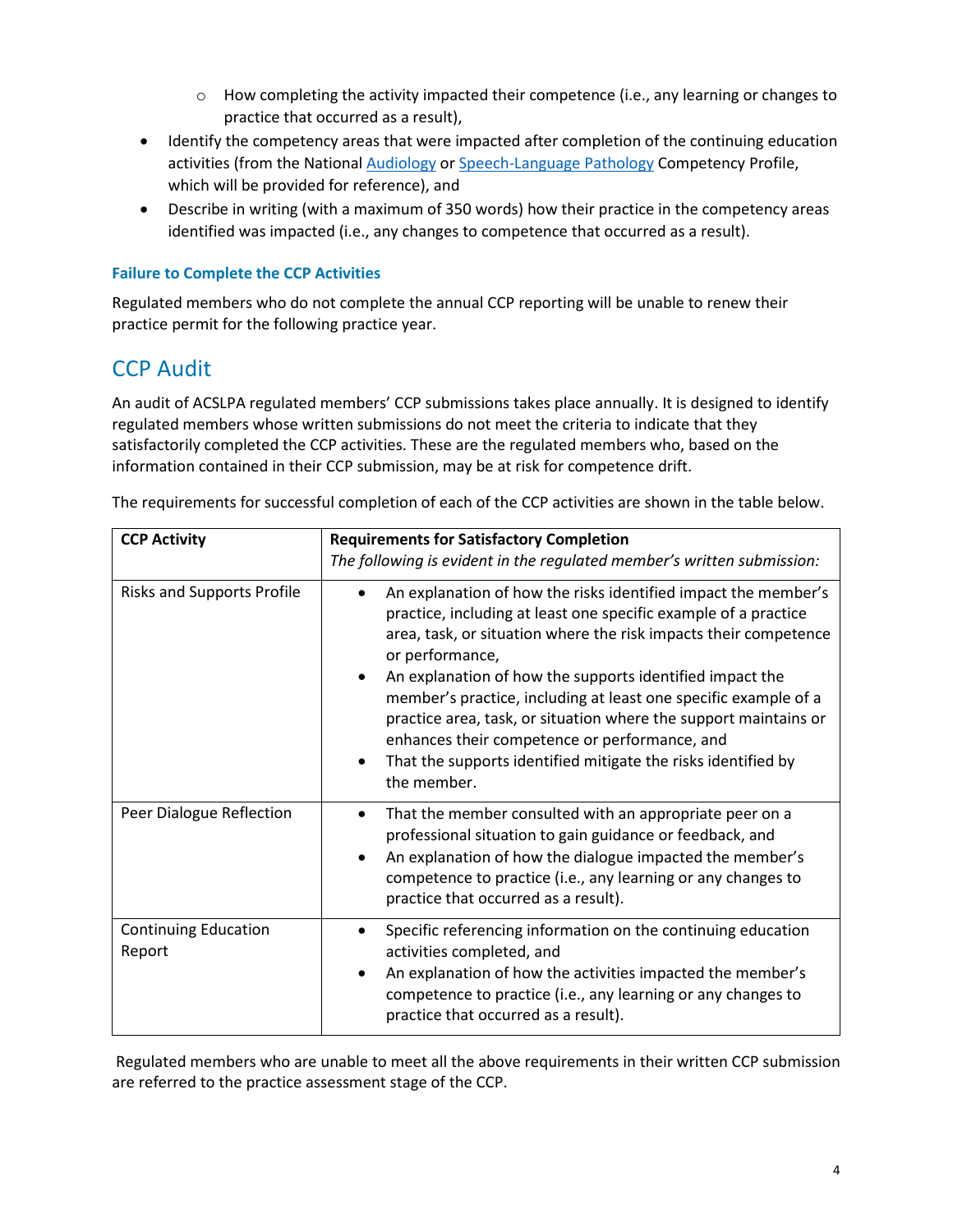- How completing the activity impacted their competence (i.e., any learning or changes to practice that occurred as a result),
- Identify the competency areas that were impacted after completion of the continuing education activities (from the National Audiology or Speech-Language Pathology Competency Profile, which will be provided for reference), and
- Describe in writing (with a maximum of 350 words) how their practice in the competency areas identified was impacted (i.e., any changes to competence that occurred as a result).

### Failure to Complete the CCP Activities

Regulated members who do not complete the annual CCP reporting will be unable to renew their practice permit for the following practice year.

## CCP Audit

An audit of ACSLPA regulated members' CCP submissions takes place annually. It is designed to identify regulated members whose written submissions do not meet the criteria to indicate that they satisfactorily completed the CCP activities. These are the regulated members who, based on the information contained in their CCP submission, may be at risk for competence drift.

The requirements for successful completion of each of the CCP activities are shown in the table below.

| **CCP Activity** | **Requirements for Satisfactory Completion**<br>*The following is evident in the regulated member's written submission:* |
|---|---|
| Risks and Supports Profile | • An explanation of how the risks identified impact the member's practice, including at least one specific example of a practice area, task, or situation where the risk impacts their competence or performance,<br>• An explanation of how the supports identified impact the member's practice, including at least one specific example of a practice area, task, or situation where the support maintains or enhances their competence or performance, and<br>• That the supports identified mitigate the risks identified by the member. |
| Peer Dialogue Reflection | • That the member consulted with an appropriate peer on a professional situation to gain guidance or feedback, and<br>• An explanation of how the dialogue impacted the member's competence to practice (i.e., any learning or any changes to practice that occurred as a result). |
| Continuing Education Report | • Specific referencing information on the continuing education activities completed, and<br>• An explanation of how the activities impacted the member's competence to practice (i.e., any learning or any changes to practice that occurred as a result). |

Regulated members who are unable to meet all the above requirements in their written CCP submission are referred to the practice assessment stage of the CCP.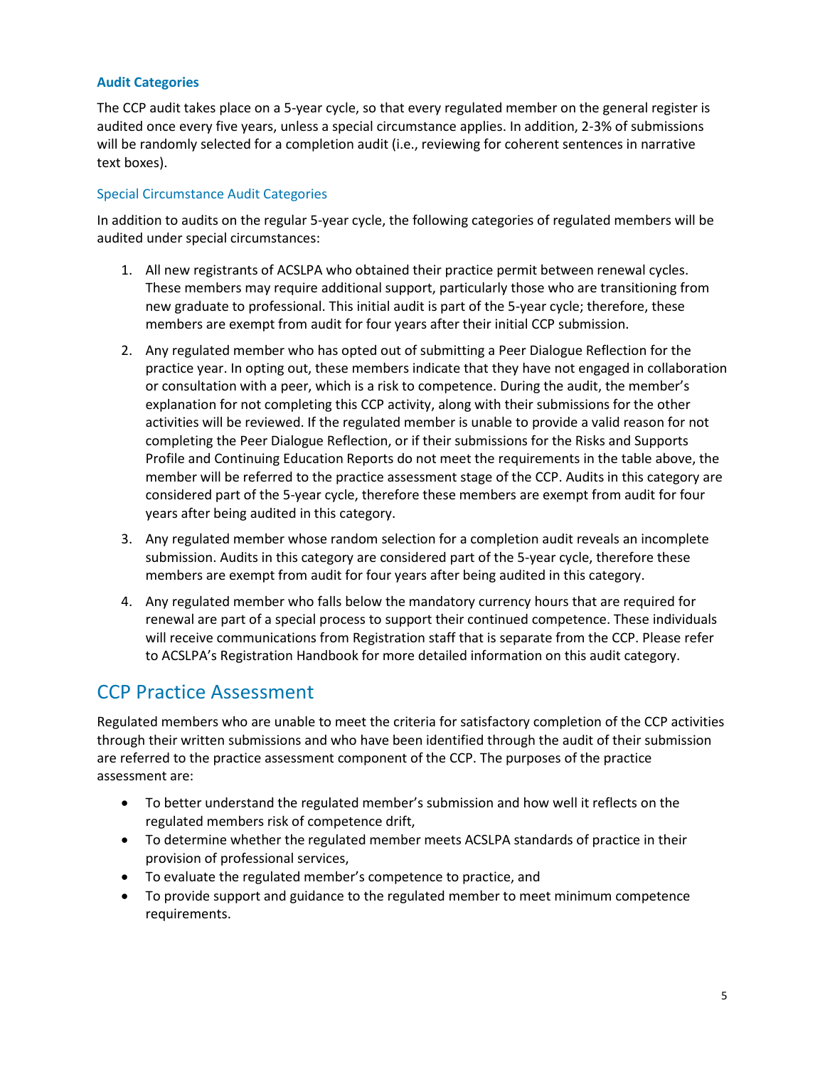### Audit Categories

The CCP audit takes place on a 5-year cycle, so that every regulated member on the general register is audited once every five years, unless a special circumstance applies. In addition, 2-3% of submissions will be randomly selected for a completion audit (i.e., reviewing for coherent sentences in narrative text boxes).

#### Special Circumstance Audit Categories

In addition to audits on the regular 5-year cycle, the following categories of regulated members will be audited under special circumstances:

1. All new registrants of ACSLPA who obtained their practice permit between renewal cycles. These members may require additional support, particularly those who are transitioning from new graduate to professional. This initial audit is part of the 5-year cycle; therefore, these members are exempt from audit for four years after their initial CCP submission.
2. Any regulated member who has opted out of submitting a Peer Dialogue Reflection for the practice year. In opting out, these members indicate that they have not engaged in collaboration or consultation with a peer, which is a risk to competence. During the audit, the member's explanation for not completing this CCP activity, along with their submissions for the other activities will be reviewed. If the regulated member is unable to provide a valid reason for not completing the Peer Dialogue Reflection, or if their submissions for the Risks and Supports Profile and Continuing Education Reports do not meet the requirements in the table above, the member will be referred to the practice assessment stage of the CCP. Audits in this category are considered part of the 5-year cycle, therefore these members are exempt from audit for four years after being audited in this category.
3. Any regulated member whose random selection for a completion audit reveals an incomplete submission. Audits in this category are considered part of the 5-year cycle, therefore these members are exempt from audit for four years after being audited in this category.
4. Any regulated member who falls below the mandatory currency hours that are required for renewal are part of a special process to support their continued competence. These individuals will receive communications from Registration staff that is separate from the CCP. Please refer to ACSLPA's Registration Handbook for more detailed information on this audit category.

## CCP Practice Assessment

Regulated members who are unable to meet the criteria for satisfactory completion of the CCP activities through their written submissions and who have been identified through the audit of their submission are referred to the practice assessment component of the CCP. The purposes of the practice assessment are:

- To better understand the regulated member's submission and how well it reflects on the regulated members risk of competence drift,
- To determine whether the regulated member meets ACSLPA standards of practice in their provision of professional services,
- To evaluate the regulated member's competence to practice, and
- To provide support and guidance to the regulated member to meet minimum competence requirements.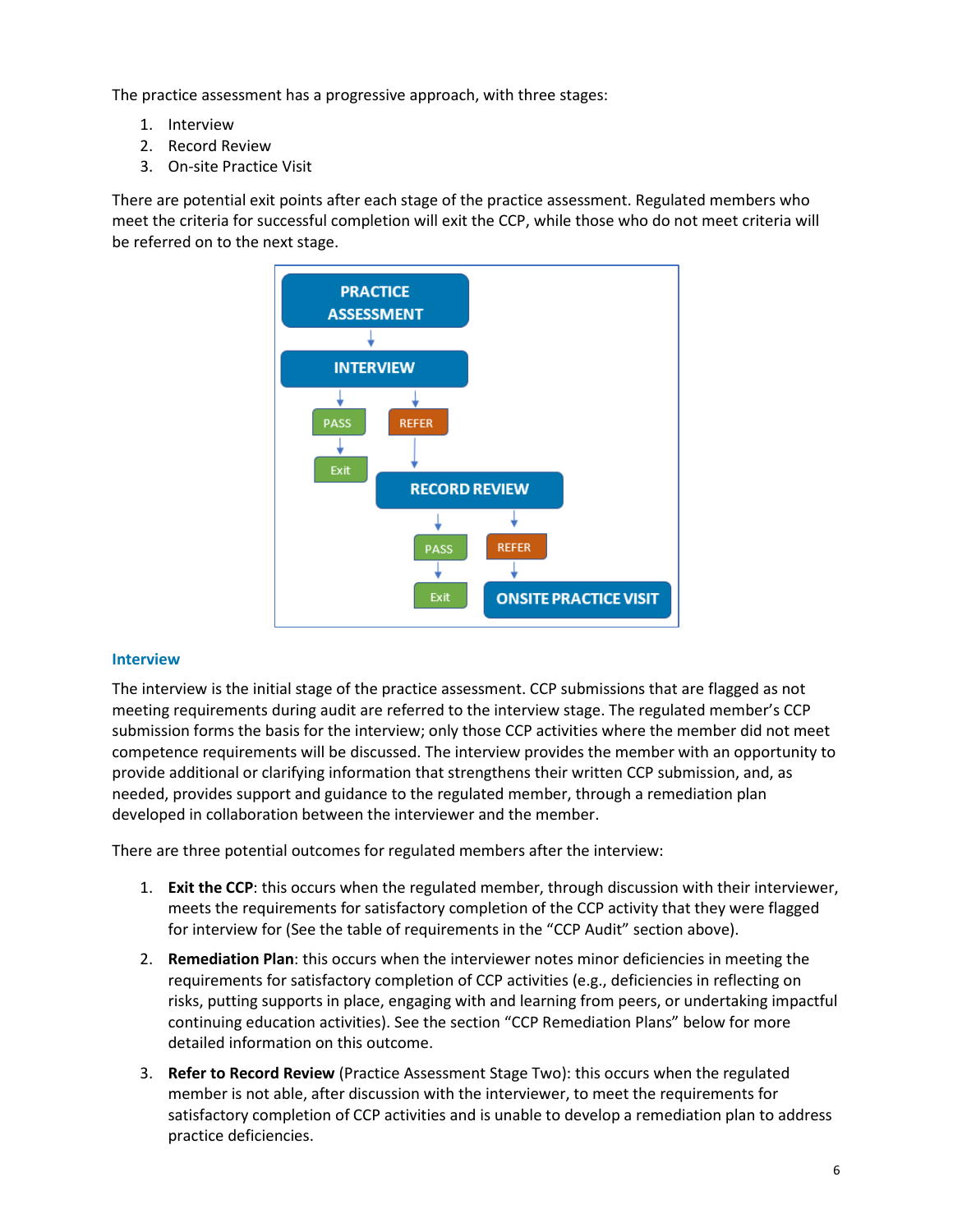The practice assessment has a progressive approach, with three stages:

1. Interview
2. Record Review
3. On-site Practice Visit

There are potential exit points after each stage of the practice assessment. Regulated members who meet the criteria for successful completion will exit the CCP, while those who do not meet criteria will be referred on to the next stage.

### Interview

The interview is the initial stage of the practice assessment. CCP submissions that are flagged as not meeting requirements during audit are referred to the interview stage. The regulated member's CCP submission forms the basis for the interview; only those CCP activities where the member did not meet competence requirements will be discussed. The interview provides the member with an opportunity to provide additional or clarifying information that strengthens their written CCP submission, and, as needed, provides support and guidance to the regulated member, through a remediation plan developed in collaboration between the interviewer and the member.

There are three potential outcomes for regulated members after the interview:

1. **Exit the CCP**: this occurs when the regulated member, through discussion with their interviewer, meets the requirements for satisfactory completion of the CCP activity that they were flagged for interview for (See the table of requirements in the "CCP Audit" section above).
2. **Remediation Plan**: this occurs when the interviewer notes minor deficiencies in meeting the requirements for satisfactory completion of CCP activities (e.g., deficiencies in reflecting on risks, putting supports in place, engaging with and learning from peers, or undertaking impactful continuing education activities). See the section "CCP Remediation Plans" below for more detailed information on this outcome.
3. **Refer to Record Review** (Practice Assessment Stage Two): this occurs when the regulated member is not able, after discussion with the interviewer, to meet the requirements for satisfactory completion of CCP activities and is unable to develop a remediation plan to address practice deficiencies.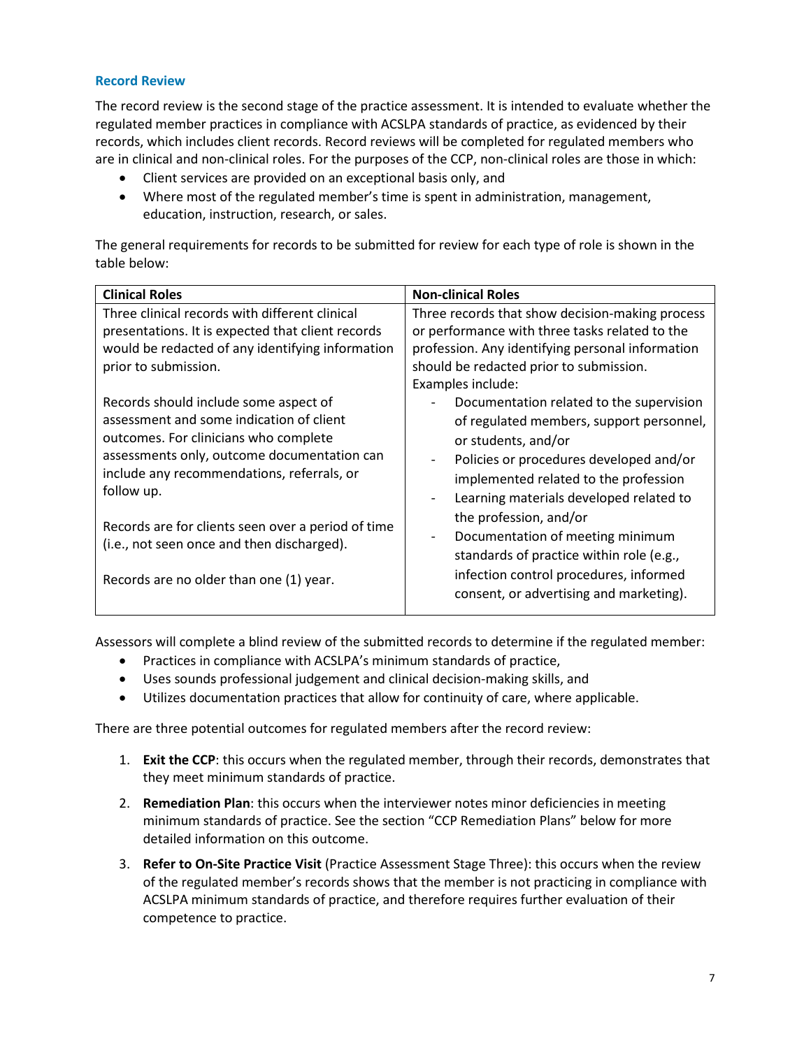### Record Review

The record review is the second stage of the practice assessment. It is intended to evaluate whether the regulated member practices in compliance with ACSLPA standards of practice, as evidenced by their records, which includes client records. Record reviews will be completed for regulated members who are in clinical and non-clinical roles. For the purposes of the CCP, non-clinical roles are those in which:

- Client services are provided on an exceptional basis only, and
- Where most of the regulated member's time is spent in administration, management, education, instruction, research, or sales.

The general requirements for records to be submitted for review for each type of role is shown in the table below:

| Clinical Roles | Non-clinical Roles |
|---|---|
| Three clinical records with different clinical presentations. It is expected that client records would be redacted of any identifying information prior to submission.<br><br>Records should include some aspect of assessment and some indication of client outcomes. For clinicians who complete assessments only, outcome documentation can include any recommendations, referrals, or follow up.<br><br>Records are for clients seen over a period of time (i.e., not seen once and then discharged).<br><br>Records are no older than one (1) year. | Three records that show decision-making process or performance with three tasks related to the profession. Any identifying personal information should be redacted prior to submission.<br>Examples include:<br>- Documentation related to the supervision of regulated members, support personnel, or students, and/or<br>- Policies or procedures developed and/or implemented related to the profession<br>- Learning materials developed related to the profession, and/or<br>- Documentation of meeting minimum standards of practice within role (e.g., infection control procedures, informed consent, or advertising and marketing). |

Assessors will complete a blind review of the submitted records to determine if the regulated member:

- Practices in compliance with ACSLPA's minimum standards of practice,
- Uses sounds professional judgement and clinical decision-making skills, and
- Utilizes documentation practices that allow for continuity of care, where applicable.

There are three potential outcomes for regulated members after the record review:

1. **Exit the CCP**: this occurs when the regulated member, through their records, demonstrates that they meet minimum standards of practice.
2. **Remediation Plan**: this occurs when the interviewer notes minor deficiencies in meeting minimum standards of practice. See the section "CCP Remediation Plans" below for more detailed information on this outcome.
3. **Refer to On-Site Practice Visit** (Practice Assessment Stage Three): this occurs when the review of the regulated member's records shows that the member is not practicing in compliance with ACSLPA minimum standards of practice, and therefore requires further evaluation of their competence to practice.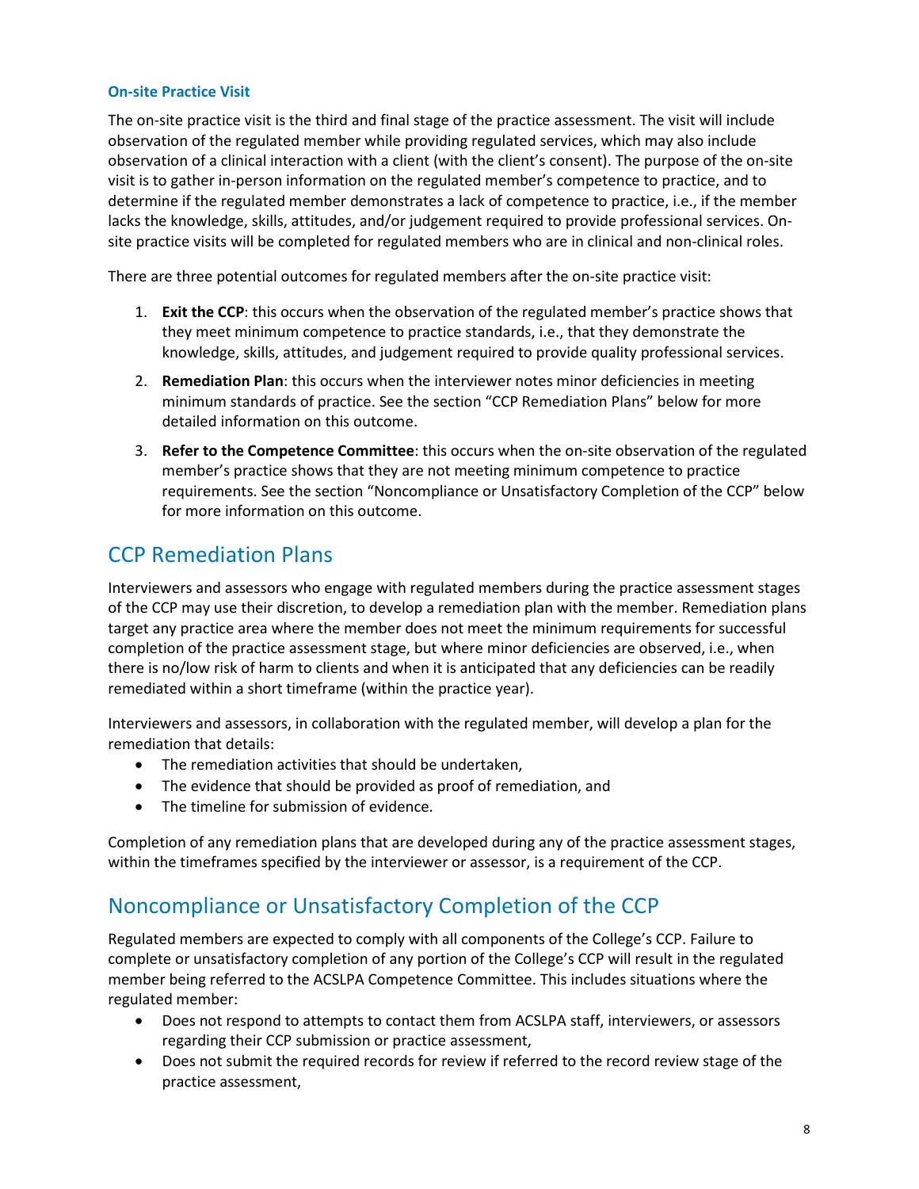### On-site Practice Visit

The on-site practice visit is the third and final stage of the practice assessment. The visit will include observation of the regulated member while providing regulated services, which may also include observation of a clinical interaction with a client (with the client's consent). The purpose of the on-site visit is to gather in-person information on the regulated member's competence to practice, and to determine if the regulated member demonstrates a lack of competence to practice, i.e., if the member lacks the knowledge, skills, attitudes, and/or judgement required to provide professional services. On-site practice visits will be completed for regulated members who are in clinical and non-clinical roles.

There are three potential outcomes for regulated members after the on-site practice visit:

1. **Exit the CCP**: this occurs when the observation of the regulated member's practice shows that they meet minimum competence to practice standards, i.e., that they demonstrate the knowledge, skills, attitudes, and judgement required to provide quality professional services.
2. **Remediation Plan**: this occurs when the interviewer notes minor deficiencies in meeting minimum standards of practice. See the section "CCP Remediation Plans" below for more detailed information on this outcome.
3. **Refer to the Competence Committee**: this occurs when the on-site observation of the regulated member's practice shows that they are not meeting minimum competence to practice requirements. See the section "Noncompliance or Unsatisfactory Completion of the CCP" below for more information on this outcome.

## CCP Remediation Plans

Interviewers and assessors who engage with regulated members during the practice assessment stages of the CCP may use their discretion, to develop a remediation plan with the member. Remediation plans target any practice area where the member does not meet the minimum requirements for successful completion of the practice assessment stage, but where minor deficiencies are observed, i.e., when there is no/low risk of harm to clients and when it is anticipated that any deficiencies can be readily remediated within a short timeframe (within the practice year).

Interviewers and assessors, in collaboration with the regulated member, will develop a plan for the remediation that details:

- The remediation activities that should be undertaken,
- The evidence that should be provided as proof of remediation, and
- The timeline for submission of evidence.

Completion of any remediation plans that are developed during any of the practice assessment stages, within the timeframes specified by the interviewer or assessor, is a requirement of the CCP.

## Noncompliance or Unsatisfactory Completion of the CCP

Regulated members are expected to comply with all components of the College's CCP. Failure to complete or unsatisfactory completion of any portion of the College's CCP will result in the regulated member being referred to the ACSLPA Competence Committee. This includes situations where the regulated member:

- Does not respond to attempts to contact them from ACSLPA staff, interviewers, or assessors regarding their CCP submission or practice assessment,
- Does not submit the required records for review if referred to the record review stage of the practice assessment,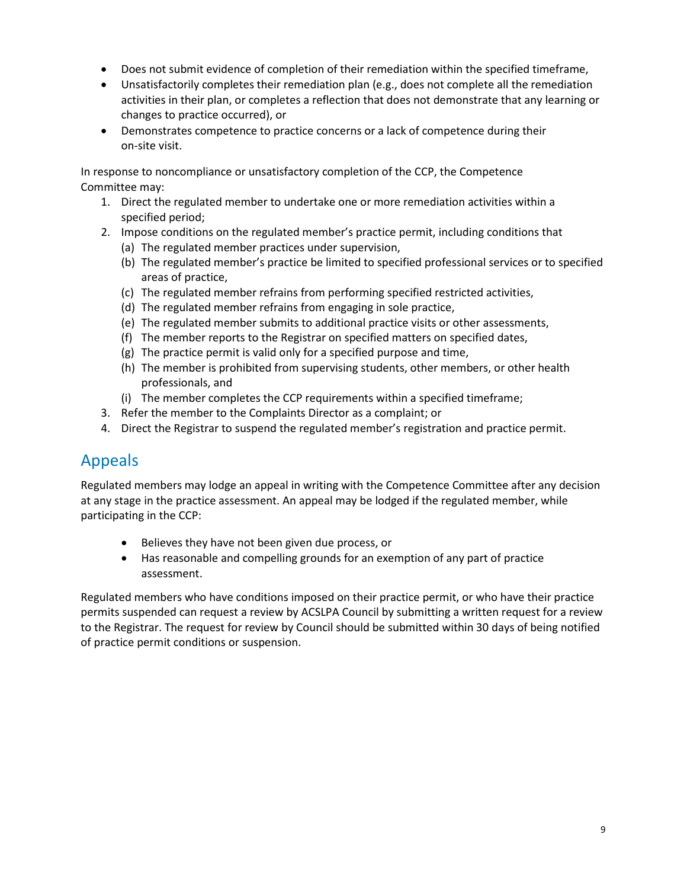- Does not submit evidence of completion of their remediation within the specified timeframe,
- Unsatisfactorily completes their remediation plan (e.g., does not complete all the remediation activities in their plan, or completes a reflection that does not demonstrate that any learning or changes to practice occurred), or
- Demonstrates competence to practice concerns or a lack of competence during their on-site visit.

In response to noncompliance or unsatisfactory completion of the CCP, the Competence Committee may:

1. Direct the regulated member to undertake one or more remediation activities within a specified period;
2. Impose conditions on the regulated member's practice permit, including conditions that
   (a) The regulated member practices under supervision,
   (b) The regulated member's practice be limited to specified professional services or to specified areas of practice,
   (c) The regulated member refrains from performing specified restricted activities,
   (d) The regulated member refrains from engaging in sole practice,
   (e) The regulated member submits to additional practice visits or other assessments,
   (f) The member reports to the Registrar on specified matters on specified dates,
   (g) The practice permit is valid only for a specified purpose and time,
   (h) The member is prohibited from supervising students, other members, or other health professionals, and
   (i) The member completes the CCP requirements within a specified timeframe;
3. Refer the member to the Complaints Director as a complaint; or
4. Direct the Registrar to suspend the regulated member's registration and practice permit.

## Appeals

Regulated members may lodge an appeal in writing with the Competence Committee after any decision at any stage in the practice assessment. An appeal may be lodged if the regulated member, while participating in the CCP:

- Believes they have not been given due process, or
- Has reasonable and compelling grounds for an exemption of any part of practice assessment.

Regulated members who have conditions imposed on their practice permit, or who have their practice permits suspended can request a review by ACSLPA Council by submitting a written request for a review to the Registrar. The request for review by Council should be submitted within 30 days of being notified of practice permit conditions or suspension.